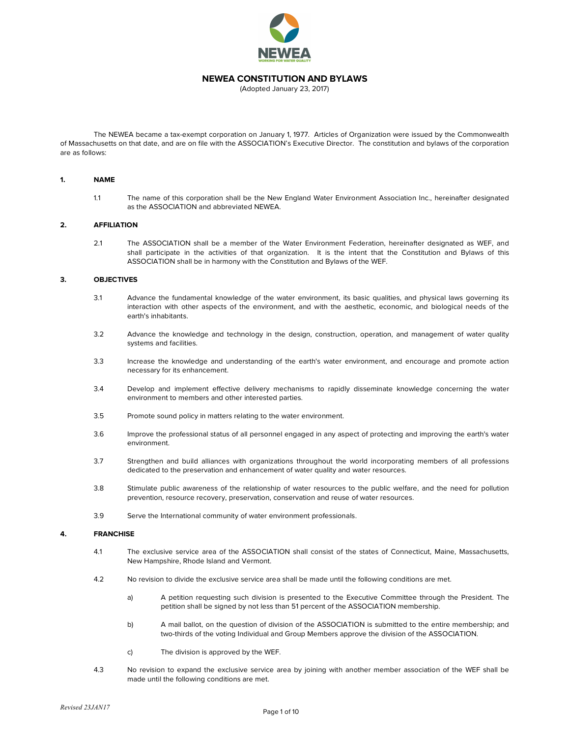# NEWEA CONSTITUTION AND BYLAWS

(Adopted January 23, 2017)

The NEWEA became a tax-exempt corporation on January 1, 1977. Articles of Organization were issued by the Commonwealth of Massachusetts on that date, and are on file with the ASSOCIATION's Executive Director. The constitution and bylaws of the corporation are as follows:

## 1. NAME

1.1 The name of this corporation shall be the New England Water Environment Association Inc., hereinafter designated as the ASSOCIATION and abbreviated NEWEA.

## 2. AFFILIATION

2.1 The ASSOCIATION shall be a member of the Water Environment Federation, hereinafter designated as WEF, and shall participate in the activities of that organization. It is the intent that the Constitution and Bylaws of this ASSOCIATION shall be in harmony with the Constitution and Bylaws of the WEF.

## 3. OBJECTIVES

3.1 Advance the fundamental knowledge of the water environment, its basic qualities, and physical laws governing its interaction with other aspects of the environment, and with the aesthetic, economic, and biological needs of the earth's inhabitants.

3.2 Advance the knowledge and technology in the design, construction, operation, and management of water quality systems and facilities.

3.3 Increase the knowledge and understanding of the earth's water environment, and encourage and promote action necessary for its enhancement.

3.4 Develop and implement effective delivery mechanisms to rapidly disseminate knowledge concerning the water environment to members and other interested parties.

3.5 Promote sound policy in matters relating to the water environment.

3.6 Improve the professional status of all personnel engaged in any aspect of protecting and improving the earth's water environment.

3.7 Strengthen and build alliances with organizations throughout the world incorporating members of all professions dedicated to the preservation and enhancement of water quality and water resources.

3.8 Stimulate public awareness of the relationship of water resources to the public welfare, and the need for pollution prevention, resource recovery, preservation, conservation and reuse of water resources.

3.9 Serve the International community of water environment professionals.

## 4. FRANCHISE

4.1 The exclusive service area of the ASSOCIATION shall consist of the states of Connecticut, Maine, Massachusetts, New Hampshire, Rhode Island and Vermont.

4.2 No revision to divide the exclusive service area shall be made until the following conditions are met.

a) A petition requesting such division is presented to the Executive Committee through the President. The petition shall be signed by not less than 51 percent of the ASSOCIATION membership.

b) A mail ballot, on the question of division of the ASSOCIATION is submitted to the entire membership; and two-thirds of the voting Individual and Group Members approve the division of the ASSOCIATION.

c) The division is approved by the WEF.

4.3 No revision to expand the exclusive service area by joining with another member association of the WEF shall be made until the following conditions are met.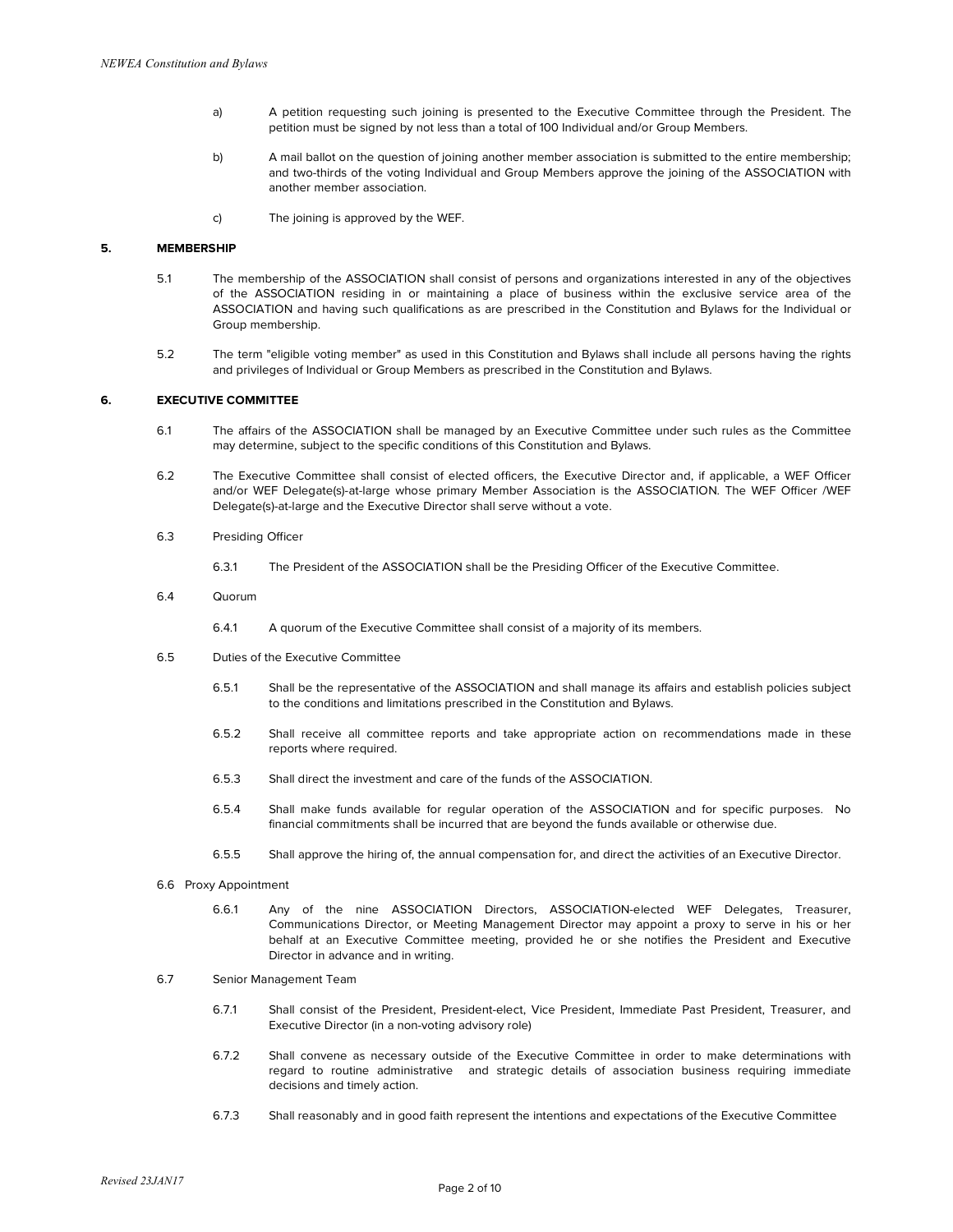a) A petition requesting such joining is presented to the Executive Committee through the President. The petition must be signed by not less than a total of 100 Individual and/or Group Members.

b) A mail ballot on the question of joining another member association is submitted to the entire membership; and two-thirds of the voting Individual and Group Members approve the joining of the ASSOCIATION with another member association.

c) The joining is approved by the WEF.

## 5. MEMBERSHIP

5.1 The membership of the ASSOCIATION shall consist of persons and organizations interested in any of the objectives of the ASSOCIATION residing in or maintaining a place of business within the exclusive service area of the ASSOCIATION and having such qualifications as are prescribed in the Constitution and Bylaws for the Individual or Group membership.

5.2 The term "eligible voting member" as used in this Constitution and Bylaws shall include all persons having the rights and privileges of Individual or Group Members as prescribed in the Constitution and Bylaws.

## 6. EXECUTIVE COMMITTEE

6.1 The affairs of the ASSOCIATION shall be managed by an Executive Committee under such rules as the Committee may determine, subject to the specific conditions of this Constitution and Bylaws.

6.2 The Executive Committee shall consist of elected officers, the Executive Director and, if applicable, a WEF Officer and/or WEF Delegate(s)-at-large whose primary Member Association is the ASSOCIATION. The WEF Officer /WEF Delegate(s)-at-large and the Executive Director shall serve without a vote.

6.3 Presiding Officer

6.3.1 The President of the ASSOCIATION shall be the Presiding Officer of the Executive Committee.

6.4 Quorum

6.4.1 A quorum of the Executive Committee shall consist of a majority of its members.

6.5 Duties of the Executive Committee

6.5.1 Shall be the representative of the ASSOCIATION and shall manage its affairs and establish policies subject to the conditions and limitations prescribed in the Constitution and Bylaws.

6.5.2 Shall receive all committee reports and take appropriate action on recommendations made in these reports where required.

6.5.3 Shall direct the investment and care of the funds of the ASSOCIATION.

6.5.4 Shall make funds available for regular operation of the ASSOCIATION and for specific purposes. No financial commitments shall be incurred that are beyond the funds available or otherwise due.

6.5.5 Shall approve the hiring of, the annual compensation for, and direct the activities of an Executive Director.

6.6 Proxy Appointment

6.6.1 Any of the nine ASSOCIATION Directors, ASSOCIATION-elected WEF Delegates, Treasurer, Communications Director, or Meeting Management Director may appoint a proxy to serve in his or her behalf at an Executive Committee meeting, provided he or she notifies the President and Executive Director in advance and in writing.

6.7 Senior Management Team

6.7.1 Shall consist of the President, President-elect, Vice President, Immediate Past President, Treasurer, and Executive Director (in a non-voting advisory role)

6.7.2 Shall convene as necessary outside of the Executive Committee in order to make determinations with regard to routine administrative and strategic details of association business requiring immediate decisions and timely action.

6.7.3 Shall reasonably and in good faith represent the intentions and expectations of the Executive Committee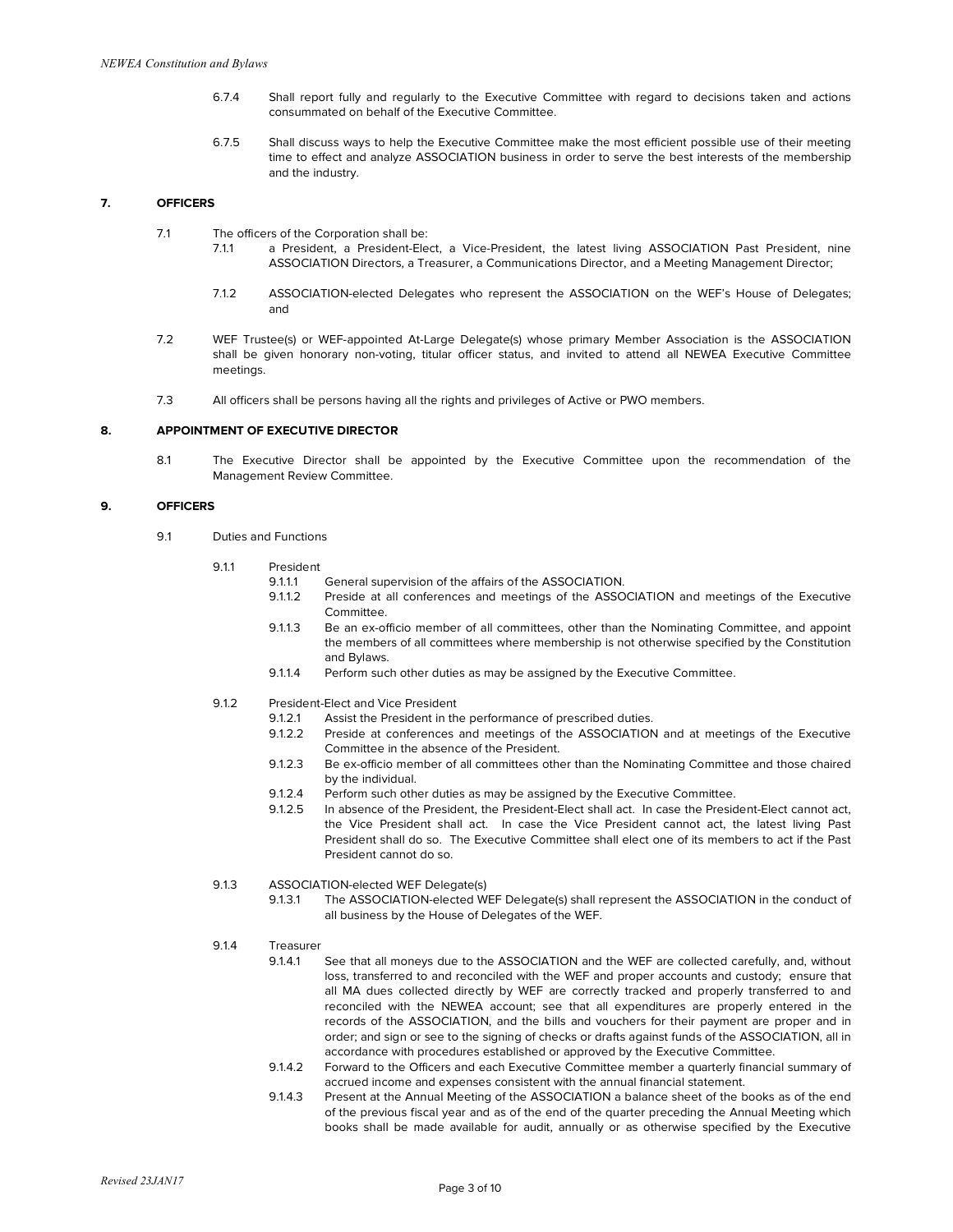6.7.4 Shall report fully and regularly to the Executive Committee with regard to decisions taken and actions consummated on behalf of the Executive Committee.

6.7.5 Shall discuss ways to help the Executive Committee make the most efficient possible use of their meeting time to effect and analyze ASSOCIATION business in order to serve the best interests of the membership and the industry.

## 7. OFFICERS

7.1 The officers of the Corporation shall be:

7.1.1 a President, a President-Elect, a Vice-President, the latest living ASSOCIATION Past President, nine ASSOCIATION Directors, a Treasurer, a Communications Director, and a Meeting Management Director;

7.1.2 ASSOCIATION-elected Delegates who represent the ASSOCIATION on the WEF's House of Delegates; and

7.2 WEF Trustee(s) or WEF-appointed At-Large Delegate(s) whose primary Member Association is the ASSOCIATION shall be given honorary non-voting, titular officer status, and invited to attend all NEWEA Executive Committee meetings.

7.3 All officers shall be persons having all the rights and privileges of Active or PWO members.

## 8. APPOINTMENT OF EXECUTIVE DIRECTOR

8.1 The Executive Director shall be appointed by the Executive Committee upon the recommendation of the Management Review Committee.

## 9. OFFICERS

9.1 Duties and Functions

9.1.1 President

9.1.1.1 General supervision of the affairs of the ASSOCIATION.

9.1.1.2 Preside at all conferences and meetings of the ASSOCIATION and meetings of the Executive Committee.

9.1.1.3 Be an ex-officio member of all committees, other than the Nominating Committee, and appoint the members of all committees where membership is not otherwise specified by the Constitution and Bylaws.

9.1.1.4 Perform such other duties as may be assigned by the Executive Committee.

9.1.2 President-Elect and Vice President

9.1.2.1 Assist the President in the performance of prescribed duties.

9.1.2.2 Preside at conferences and meetings of the ASSOCIATION and at meetings of the Executive Committee in the absence of the President.

9.1.2.3 Be ex-officio member of all committees other than the Nominating Committee and those chaired by the individual.

9.1.2.4 Perform such other duties as may be assigned by the Executive Committee.

9.1.2.5 In absence of the President, the President-Elect shall act. In case the President-Elect cannot act, the Vice President shall act. In case the Vice President cannot act, the latest living Past President shall do so. The Executive Committee shall elect one of its members to act if the Past President cannot do so.

9.1.3 ASSOCIATION-elected WEF Delegate(s)

9.1.3.1 The ASSOCIATION-elected WEF Delegate(s) shall represent the ASSOCIATION in the conduct of all business by the House of Delegates of the WEF.

9.1.4 Treasurer

9.1.4.1 See that all moneys due to the ASSOCIATION and the WEF are collected carefully, and, without loss, transferred to and reconciled with the WEF and proper accounts and custody; ensure that all MA dues collected directly by WEF are correctly tracked and properly transferred to and reconciled with the NEWEA account; see that all expenditures are properly entered in the records of the ASSOCIATION, and the bills and vouchers for their payment are proper and in order; and sign or see to the signing of checks or drafts against funds of the ASSOCIATION, all in accordance with procedures established or approved by the Executive Committee.

9.1.4.2 Forward to the Officers and each Executive Committee member a quarterly financial summary of accrued income and expenses consistent with the annual financial statement.

9.1.4.3 Present at the Annual Meeting of the ASSOCIATION a balance sheet of the books as of the end of the previous fiscal year and as of the end of the quarter preceding the Annual Meeting which books shall be made available for audit, annually or as otherwise specified by the Executive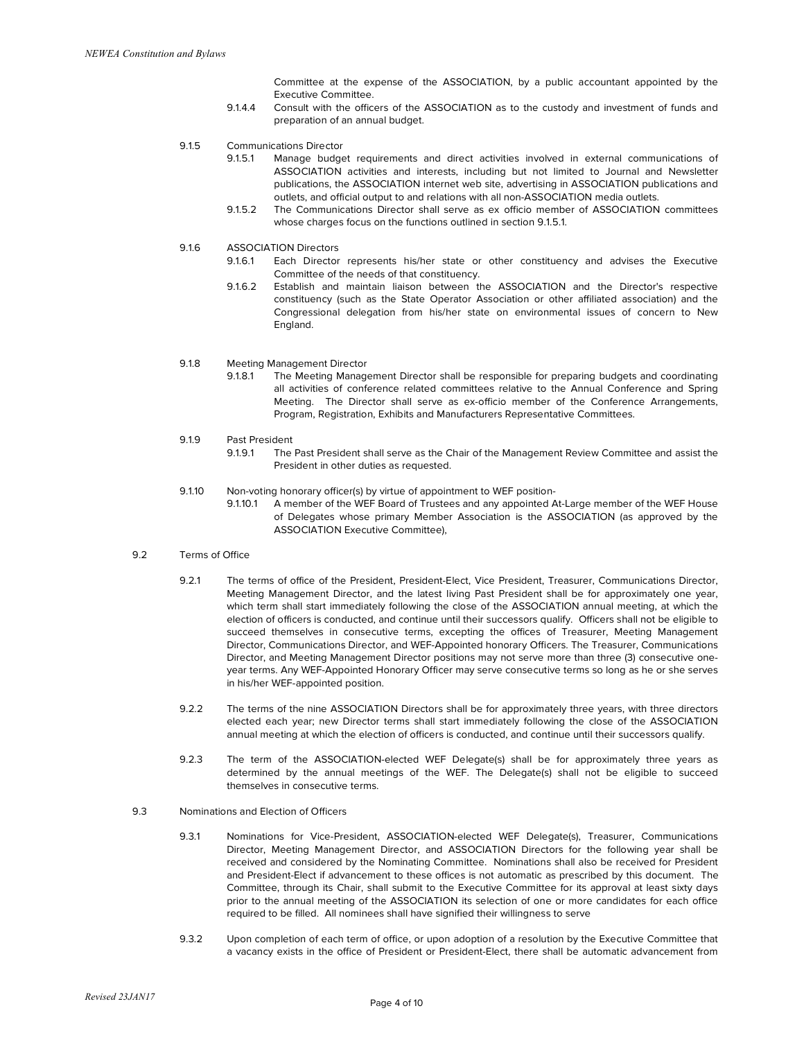Committee at the expense of the ASSOCIATION, by a public accountant appointed by the Executive Committee.

9.1.4.4 Consult with the officers of the ASSOCIATION as to the custody and investment of funds and preparation of an annual budget.

9.1.5 Communications Director

9.1.5.1 Manage budget requirements and direct activities involved in external communications of ASSOCIATION activities and interests, including but not limited to Journal and Newsletter publications, the ASSOCIATION internet web site, advertising in ASSOCIATION publications and outlets, and official output to and relations with all non-ASSOCIATION media outlets.

9.1.5.2 The Communications Director shall serve as ex officio member of ASSOCIATION committees whose charges focus on the functions outlined in section 9.1.5.1.

9.1.6 ASSOCIATION Directors

9.1.6.1 Each Director represents his/her state or other constituency and advises the Executive Committee of the needs of that constituency.

9.1.6.2 Establish and maintain liaison between the ASSOCIATION and the Director's respective constituency (such as the State Operator Association or other affiliated association) and the Congressional delegation from his/her state on environmental issues of concern to New England.

9.1.8 Meeting Management Director

9.1.8.1 The Meeting Management Director shall be responsible for preparing budgets and coordinating all activities of conference related committees relative to the Annual Conference and Spring Meeting. The Director shall serve as ex-officio member of the Conference Arrangements, Program, Registration, Exhibits and Manufacturers Representative Committees.

9.1.9 Past President

9.1.9.1 The Past President shall serve as the Chair of the Management Review Committee and assist the President in other duties as requested.

9.1.10 Non-voting honorary officer(s) by virtue of appointment to WEF position-

9.1.10.1 A member of the WEF Board of Trustees and any appointed At-Large member of the WEF House of Delegates whose primary Member Association is the ASSOCIATION (as approved by the ASSOCIATION Executive Committee),

9.2 Terms of Office

9.2.1 The terms of office of the President, President-Elect, Vice President, Treasurer, Communications Director, Meeting Management Director, and the latest living Past President shall be for approximately one year, which term shall start immediately following the close of the ASSOCIATION annual meeting, at which the election of officers is conducted, and continue until their successors qualify. Officers shall not be eligible to succeed themselves in consecutive terms, excepting the offices of Treasurer, Meeting Management Director, Communications Director, and WEF-Appointed honorary Officers. The Treasurer, Communications Director, and Meeting Management Director positions may not serve more than three (3) consecutive one-year terms. Any WEF-Appointed Honorary Officer may serve consecutive terms so long as he or she serves in his/her WEF-appointed position.

9.2.2 The terms of the nine ASSOCIATION Directors shall be for approximately three years, with three directors elected each year; new Director terms shall start immediately following the close of the ASSOCIATION annual meeting at which the election of officers is conducted, and continue until their successors qualify.

9.2.3 The term of the ASSOCIATION-elected WEF Delegate(s) shall be for approximately three years as determined by the annual meetings of the WEF. The Delegate(s) shall not be eligible to succeed themselves in consecutive terms.

9.3 Nominations and Election of Officers

9.3.1 Nominations for Vice-President, ASSOCIATION-elected WEF Delegate(s), Treasurer, Communications Director, Meeting Management Director, and ASSOCIATION Directors for the following year shall be received and considered by the Nominating Committee. Nominations shall also be received for President and President-Elect if advancement to these offices is not automatic as prescribed by this document. The Committee, through its Chair, shall submit to the Executive Committee for its approval at least sixty days prior to the annual meeting of the ASSOCIATION its selection of one or more candidates for each office required to be filled. All nominees shall have signified their willingness to serve

9.3.2 Upon completion of each term of office, or upon adoption of a resolution by the Executive Committee that a vacancy exists in the office of President or President-Elect, there shall be automatic advancement from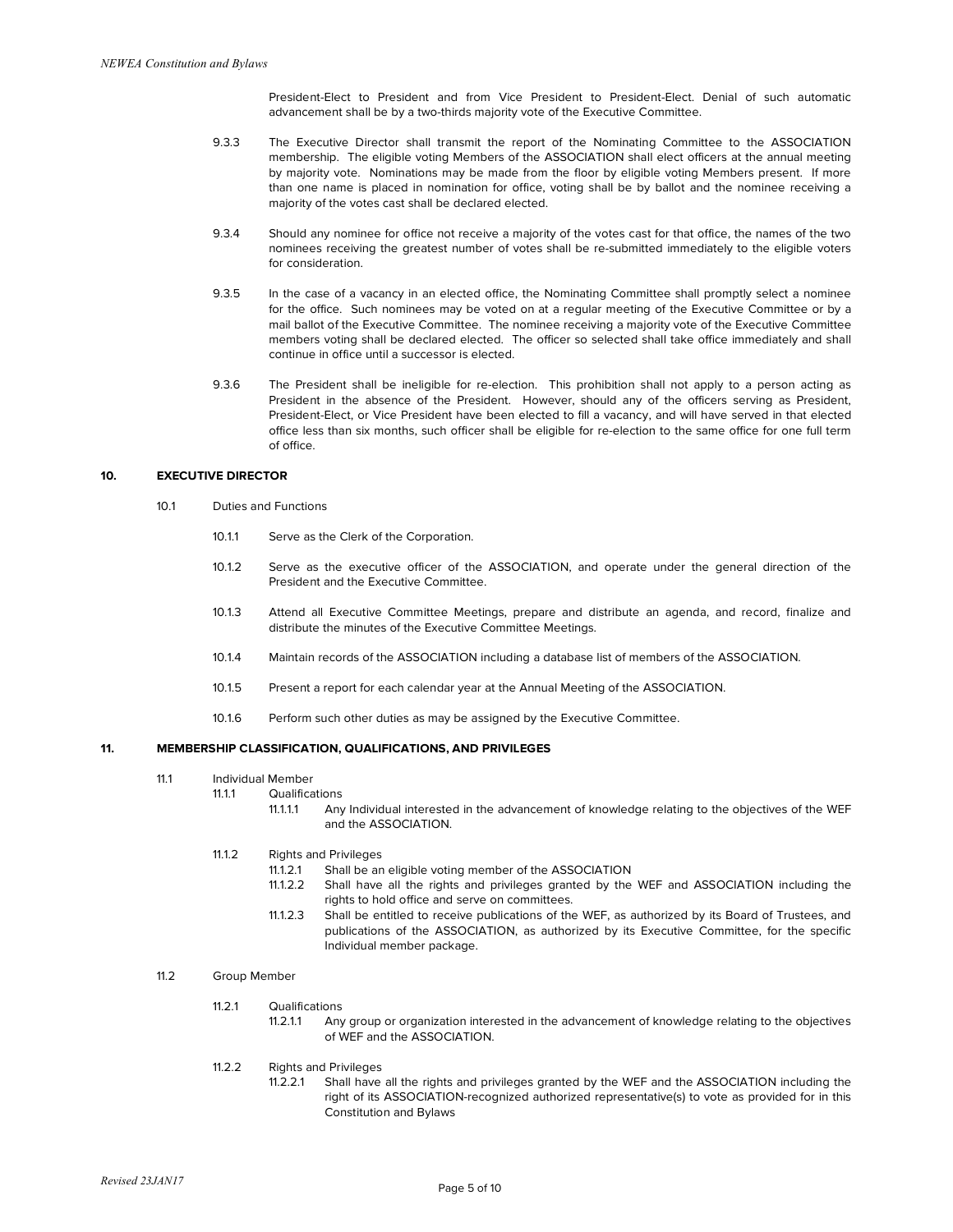President-Elect to President and from Vice President to President-Elect. Denial of such automatic advancement shall be by a two-thirds majority vote of the Executive Committee.

9.3.3 The Executive Director shall transmit the report of the Nominating Committee to the ASSOCIATION membership. The eligible voting Members of the ASSOCIATION shall elect officers at the annual meeting by majority vote. Nominations may be made from the floor by eligible voting Members present. If more than one name is placed in nomination for office, voting shall be by ballot and the nominee receiving a majority of the votes cast shall be declared elected.

9.3.4 Should any nominee for office not receive a majority of the votes cast for that office, the names of the two nominees receiving the greatest number of votes shall be re-submitted immediately to the eligible voters for consideration.

9.3.5 In the case of a vacancy in an elected office, the Nominating Committee shall promptly select a nominee for the office. Such nominees may be voted on at a regular meeting of the Executive Committee or by a mail ballot of the Executive Committee. The nominee receiving a majority vote of the Executive Committee members voting shall be declared elected. The officer so selected shall take office immediately and shall continue in office until a successor is elected.

9.3.6 The President shall be ineligible for re-election. This prohibition shall not apply to a person acting as President in the absence of the President. However, should any of the officers serving as President, President-Elect, or Vice President have been elected to fill a vacancy, and will have served in that elected office less than six months, such officer shall be eligible for re-election to the same office for one full term of office.

## 10. EXECUTIVE DIRECTOR

10.1 Duties and Functions

10.1.1 Serve as the Clerk of the Corporation.

10.1.2 Serve as the executive officer of the ASSOCIATION, and operate under the general direction of the President and the Executive Committee.

10.1.3 Attend all Executive Committee Meetings, prepare and distribute an agenda, and record, finalize and distribute the minutes of the Executive Committee Meetings.

10.1.4 Maintain records of the ASSOCIATION including a database list of members of the ASSOCIATION.

10.1.5 Present a report for each calendar year at the Annual Meeting of the ASSOCIATION.

10.1.6 Perform such other duties as may be assigned by the Executive Committee.

## 11. MEMBERSHIP CLASSIFICATION, QUALIFICATIONS, AND PRIVILEGES

11.1 Individual Member

11.1.1 Qualifications

11.1.1.1 Any Individual interested in the advancement of knowledge relating to the objectives of the WEF and the ASSOCIATION.

11.1.2 Rights and Privileges

11.1.2.1 Shall be an eligible voting member of the ASSOCIATION

11.1.2.2 Shall have all the rights and privileges granted by the WEF and ASSOCIATION including the rights to hold office and serve on committees.

11.1.2.3 Shall be entitled to receive publications of the WEF, as authorized by its Board of Trustees, and publications of the ASSOCIATION, as authorized by its Executive Committee, for the specific Individual member package.

11.2 Group Member

11.2.1 Qualifications

11.2.1.1 Any group or organization interested in the advancement of knowledge relating to the objectives of WEF and the ASSOCIATION.

11.2.2 Rights and Privileges

11.2.2.1 Shall have all the rights and privileges granted by the WEF and the ASSOCIATION including the right of its ASSOCIATION-recognized authorized representative(s) to vote as provided for in this Constitution and Bylaws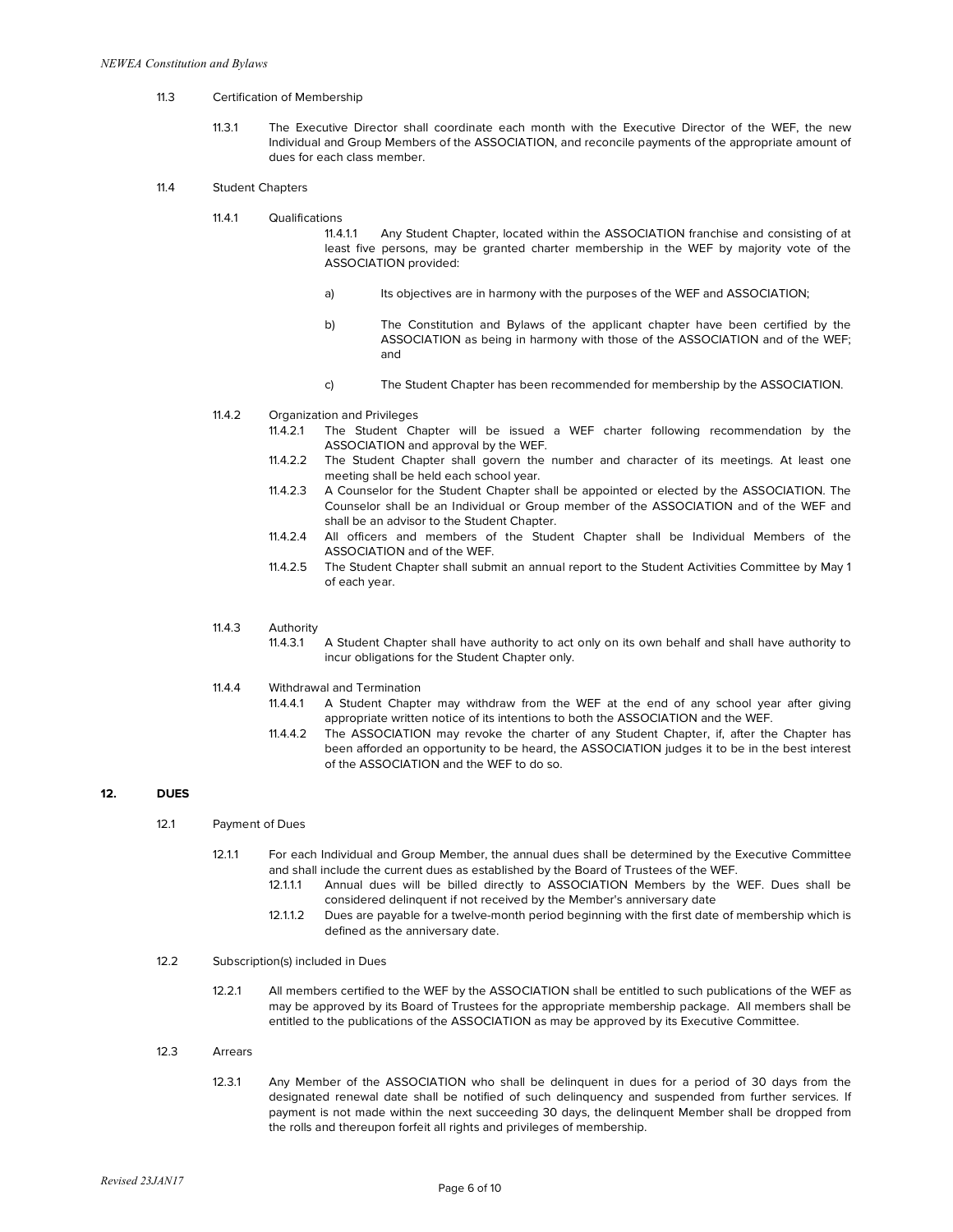11.3 Certification of Membership

11.3.1 The Executive Director shall coordinate each month with the Executive Director of the WEF, the new Individual and Group Members of the ASSOCIATION, and reconcile payments of the appropriate amount of dues for each class member.

11.4 Student Chapters

11.4.1 Qualifications

11.4.1.1 Any Student Chapter, located within the ASSOCIATION franchise and consisting of at least five persons, may be granted charter membership in the WEF by majority vote of the ASSOCIATION provided:

a) Its objectives are in harmony with the purposes of the WEF and ASSOCIATION;

b) The Constitution and Bylaws of the applicant chapter have been certified by the ASSOCIATION as being in harmony with those of the ASSOCIATION and of the WEF; and

c) The Student Chapter has been recommended for membership by the ASSOCIATION.

11.4.2 Organization and Privileges

11.4.2.1 The Student Chapter will be issued a WEF charter following recommendation by the ASSOCIATION and approval by the WEF.

11.4.2.2 The Student Chapter shall govern the number and character of its meetings. At least one meeting shall be held each school year.

11.4.2.3 A Counselor for the Student Chapter shall be appointed or elected by the ASSOCIATION. The Counselor shall be an Individual or Group member of the ASSOCIATION and of the WEF and shall be an advisor to the Student Chapter.

11.4.2.4 All officers and members of the Student Chapter shall be Individual Members of the ASSOCIATION and of the WEF.

11.4.2.5 The Student Chapter shall submit an annual report to the Student Activities Committee by May 1 of each year.

11.4.3 Authority

11.4.3.1 A Student Chapter shall have authority to act only on its own behalf and shall have authority to incur obligations for the Student Chapter only.

11.4.4 Withdrawal and Termination

11.4.4.1 A Student Chapter may withdraw from the WEF at the end of any school year after giving appropriate written notice of its intentions to both the ASSOCIATION and the WEF.

11.4.4.2 The ASSOCIATION may revoke the charter of any Student Chapter, if, after the Chapter has been afforded an opportunity to be heard, the ASSOCIATION judges it to be in the best interest of the ASSOCIATION and the WEF to do so.

## 12. DUES

12.1 Payment of Dues

12.1.1 For each Individual and Group Member, the annual dues shall be determined by the Executive Committee and shall include the current dues as established by the Board of Trustees of the WEF.

12.1.1.1 Annual dues will be billed directly to ASSOCIATION Members by the WEF. Dues shall be considered delinquent if not received by the Member's anniversary date

12.1.1.2 Dues are payable for a twelve-month period beginning with the first date of membership which is defined as the anniversary date.

12.2 Subscription(s) included in Dues

12.2.1 All members certified to the WEF by the ASSOCIATION shall be entitled to such publications of the WEF as may be approved by its Board of Trustees for the appropriate membership package. All members shall be entitled to the publications of the ASSOCIATION as may be approved by its Executive Committee.

12.3 Arrears

12.3.1 Any Member of the ASSOCIATION who shall be delinquent in dues for a period of 30 days from the designated renewal date shall be notified of such delinquency and suspended from further services. If payment is not made within the next succeeding 30 days, the delinquent Member shall be dropped from the rolls and thereupon forfeit all rights and privileges of membership.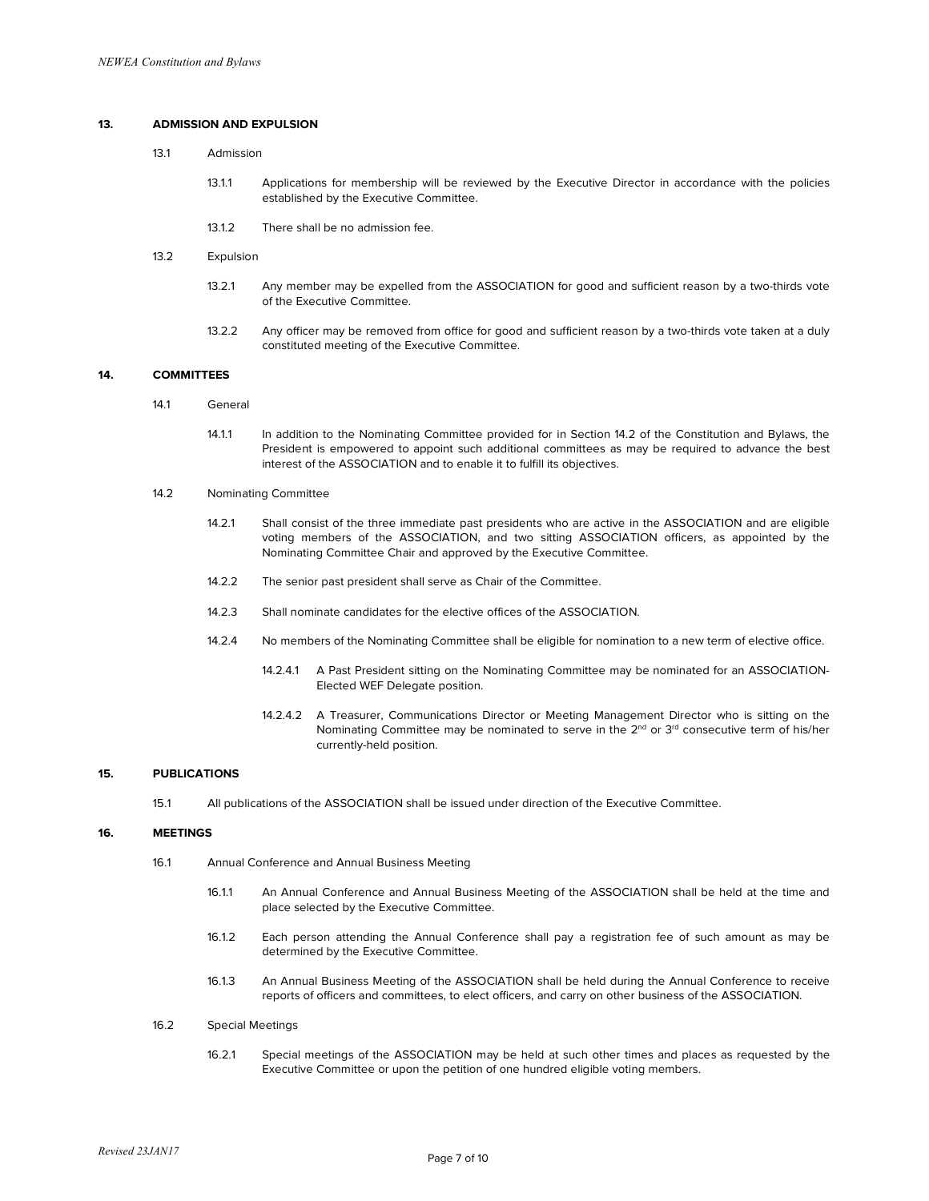## 13. ADMISSION AND EXPULSION

13.1 Admission

13.1.1 Applications for membership will be reviewed by the Executive Director in accordance with the policies established by the Executive Committee.

13.1.2 There shall be no admission fee.

13.2 Expulsion

13.2.1 Any member may be expelled from the ASSOCIATION for good and sufficient reason by a two-thirds vote of the Executive Committee.

13.2.2 Any officer may be removed from office for good and sufficient reason by a two-thirds vote taken at a duly constituted meeting of the Executive Committee.

## 14. COMMITTEES

14.1 General

14.1.1 In addition to the Nominating Committee provided for in Section 14.2 of the Constitution and Bylaws, the President is empowered to appoint such additional committees as may be required to advance the best interest of the ASSOCIATION and to enable it to fulfill its objectives.

14.2 Nominating Committee

14.2.1 Shall consist of the three immediate past presidents who are active in the ASSOCIATION and are eligible voting members of the ASSOCIATION, and two sitting ASSOCIATION officers, as appointed by the Nominating Committee Chair and approved by the Executive Committee.

14.2.2 The senior past president shall serve as Chair of the Committee.

14.2.3 Shall nominate candidates for the elective offices of the ASSOCIATION.

14.2.4 No members of the Nominating Committee shall be eligible for nomination to a new term of elective office.

14.2.4.1 A Past President sitting on the Nominating Committee may be nominated for an ASSOCIATION-Elected WEF Delegate position.

14.2.4.2 A Treasurer, Communications Director or Meeting Management Director who is sitting on the Nominating Committee may be nominated to serve in the 2nd or 3rd consecutive term of his/her currently-held position.

## 15. PUBLICATIONS

15.1 All publications of the ASSOCIATION shall be issued under direction of the Executive Committee.

## 16. MEETINGS

16.1 Annual Conference and Annual Business Meeting

16.1.1 An Annual Conference and Annual Business Meeting of the ASSOCIATION shall be held at the time and place selected by the Executive Committee.

16.1.2 Each person attending the Annual Conference shall pay a registration fee of such amount as may be determined by the Executive Committee.

16.1.3 An Annual Business Meeting of the ASSOCIATION shall be held during the Annual Conference to receive reports of officers and committees, to elect officers, and carry on other business of the ASSOCIATION.

16.2 Special Meetings

16.2.1 Special meetings of the ASSOCIATION may be held at such other times and places as requested by the Executive Committee or upon the petition of one hundred eligible voting members.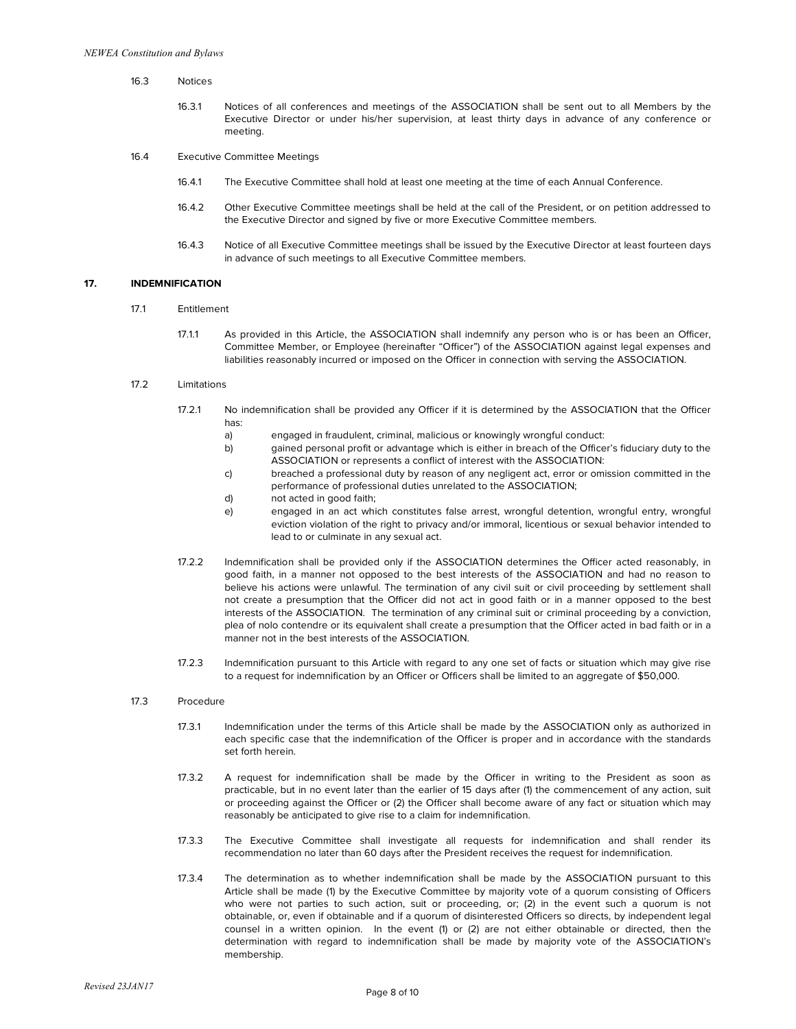16.3 Notices

16.3.1 Notices of all conferences and meetings of the ASSOCIATION shall be sent out to all Members by the Executive Director or under his/her supervision, at least thirty days in advance of any conference or meeting.

16.4 Executive Committee Meetings

16.4.1 The Executive Committee shall hold at least one meeting at the time of each Annual Conference.

16.4.2 Other Executive Committee meetings shall be held at the call of the President, or on petition addressed to the Executive Director and signed by five or more Executive Committee members.

16.4.3 Notice of all Executive Committee meetings shall be issued by the Executive Director at least fourteen days in advance of such meetings to all Executive Committee members.

## 17. INDEMNIFICATION

17.1 Entitlement

17.1.1 As provided in this Article, the ASSOCIATION shall indemnify any person who is or has been an Officer, Committee Member, or Employee (hereinafter "Officer") of the ASSOCIATION against legal expenses and liabilities reasonably incurred or imposed on the Officer in connection with serving the ASSOCIATION.

17.2 Limitations

17.2.1 No indemnification shall be provided any Officer if it is determined by the ASSOCIATION that the Officer has:

a) engaged in fraudulent, criminal, malicious or knowingly wrongful conduct:

b) gained personal profit or advantage which is either in breach of the Officer's fiduciary duty to the ASSOCIATION or represents a conflict of interest with the ASSOCIATION:

c) breached a professional duty by reason of any negligent act, error or omission committed in the performance of professional duties unrelated to the ASSOCIATION;

d) not acted in good faith;

e) engaged in an act which constitutes false arrest, wrongful detention, wrongful entry, wrongful eviction violation of the right to privacy and/or immoral, licentious or sexual behavior intended to lead to or culminate in any sexual act.

17.2.2 Indemnification shall be provided only if the ASSOCIATION determines the Officer acted reasonably, in good faith, in a manner not opposed to the best interests of the ASSOCIATION and had no reason to believe his actions were unlawful. The termination of any civil suit or civil proceeding by settlement shall not create a presumption that the Officer did not act in good faith or in a manner opposed to the best interests of the ASSOCIATION. The termination of any criminal suit or criminal proceeding by a conviction, plea of nolo contendre or its equivalent shall create a presumption that the Officer acted in bad faith or in a manner not in the best interests of the ASSOCIATION.

17.2.3 Indemnification pursuant to this Article with regard to any one set of facts or situation which may give rise to a request for indemnification by an Officer or Officers shall be limited to an aggregate of $50,000.

17.3 Procedure

17.3.1 Indemnification under the terms of this Article shall be made by the ASSOCIATION only as authorized in each specific case that the indemnification of the Officer is proper and in accordance with the standards set forth herein.

17.3.2 A request for indemnification shall be made by the Officer in writing to the President as soon as practicable, but in no event later than the earlier of 15 days after (1) the commencement of any action, suit or proceeding against the Officer or (2) the Officer shall become aware of any fact or situation which may reasonably be anticipated to give rise to a claim for indemnification.

17.3.3 The Executive Committee shall investigate all requests for indemnification and shall render its recommendation no later than 60 days after the President receives the request for indemnification.

17.3.4 The determination as to whether indemnification shall be made by the ASSOCIATION pursuant to this Article shall be made (1) by the Executive Committee by majority vote of a quorum consisting of Officers who were not parties to such action, suit or proceeding, or; (2) in the event such a quorum is not obtainable, or, even if obtainable and if a quorum of disinterested Officers so directs, by independent legal counsel in a written opinion. In the event (1) or (2) are not either obtainable or directed, then the determination with regard to indemnification shall be made by majority vote of the ASSOCIATION's membership.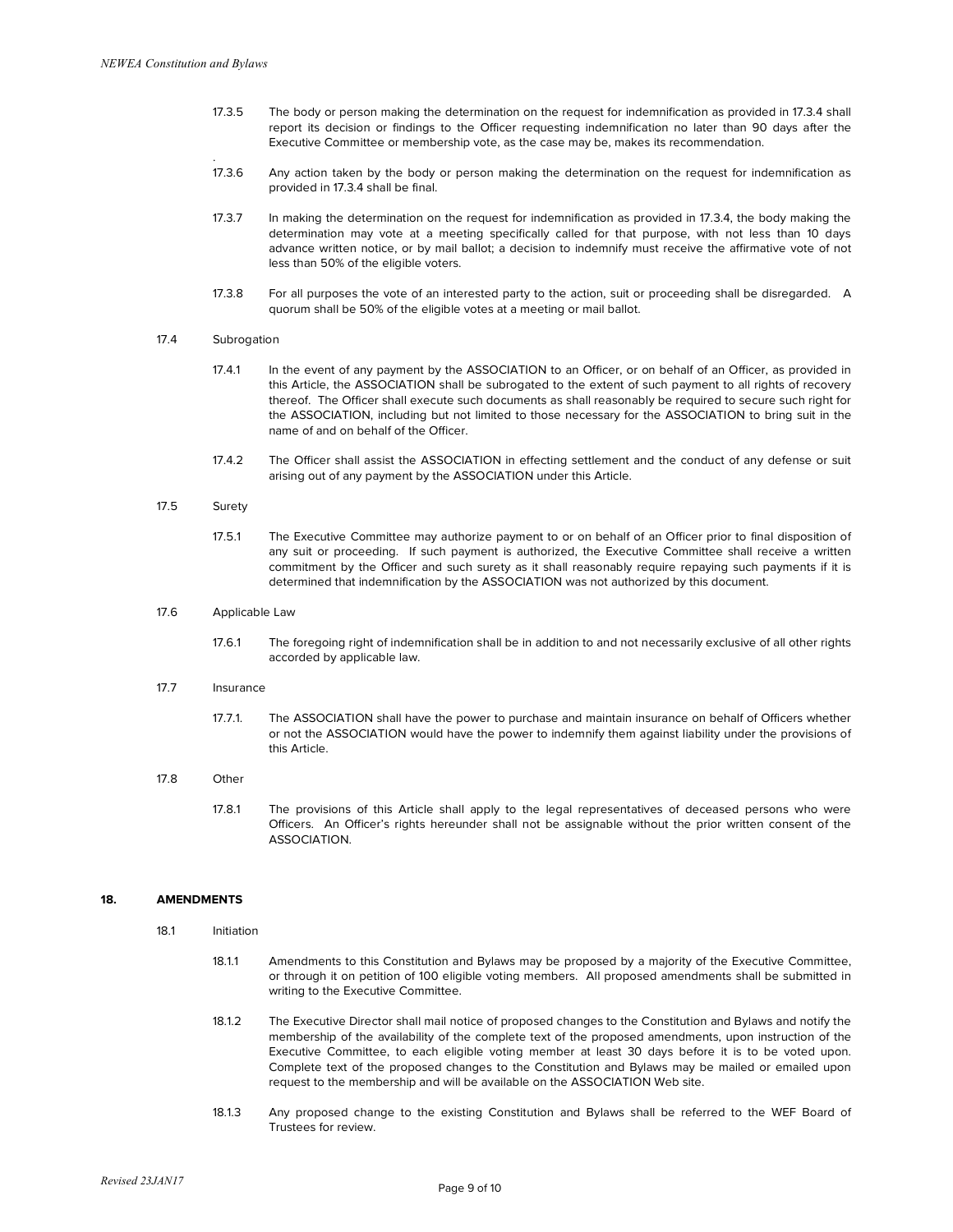17.3.5 The body or person making the determination on the request for indemnification as provided in 17.3.4 shall report its decision or findings to the Officer requesting indemnification no later than 90 days after the Executive Committee or membership vote, as the case may be, makes its recommendation.

17.3.6 Any action taken by the body or person making the determination on the request for indemnification as provided in 17.3.4 shall be final.

17.3.7 In making the determination on the request for indemnification as provided in 17.3.4, the body making the determination may vote at a meeting specifically called for that purpose, with not less than 10 days advance written notice, or by mail ballot; a decision to indemnify must receive the affirmative vote of not less than 50% of the eligible voters.

17.3.8 For all purposes the vote of an interested party to the action, suit or proceeding shall be disregarded. A quorum shall be 50% of the eligible votes at a meeting or mail ballot.

17.4 Subrogation

17.4.1 In the event of any payment by the ASSOCIATION to an Officer, or on behalf of an Officer, as provided in this Article, the ASSOCIATION shall be subrogated to the extent of such payment to all rights of recovery thereof. The Officer shall execute such documents as shall reasonably be required to secure such right for the ASSOCIATION, including but not limited to those necessary for the ASSOCIATION to bring suit in the name of and on behalf of the Officer.

17.4.2 The Officer shall assist the ASSOCIATION in effecting settlement and the conduct of any defense or suit arising out of any payment by the ASSOCIATION under this Article.

17.5 Surety

17.5.1 The Executive Committee may authorize payment to or on behalf of an Officer prior to final disposition of any suit or proceeding. If such payment is authorized, the Executive Committee shall receive a written commitment by the Officer and such surety as it shall reasonably require repaying such payments if it is determined that indemnification by the ASSOCIATION was not authorized by this document.

17.6 Applicable Law

17.6.1 The foregoing right of indemnification shall be in addition to and not necessarily exclusive of all other rights accorded by applicable law.

17.7 Insurance

17.7.1. The ASSOCIATION shall have the power to purchase and maintain insurance on behalf of Officers whether or not the ASSOCIATION would have the power to indemnify them against liability under the provisions of this Article.

17.8 Other

17.8.1 The provisions of this Article shall apply to the legal representatives of deceased persons who were Officers. An Officer's rights hereunder shall not be assignable without the prior written consent of the ASSOCIATION.

## 18. AMENDMENTS

18.1 Initiation

18.1.1 Amendments to this Constitution and Bylaws may be proposed by a majority of the Executive Committee, or through it on petition of 100 eligible voting members. All proposed amendments shall be submitted in writing to the Executive Committee.

18.1.2 The Executive Director shall mail notice of proposed changes to the Constitution and Bylaws and notify the membership of the availability of the complete text of the proposed amendments, upon instruction of the Executive Committee, to each eligible voting member at least 30 days before it is to be voted upon. Complete text of the proposed changes to the Constitution and Bylaws may be mailed or emailed upon request to the membership and will be available on the ASSOCIATION Web site.

18.1.3 Any proposed change to the existing Constitution and Bylaws shall be referred to the WEF Board of Trustees for review.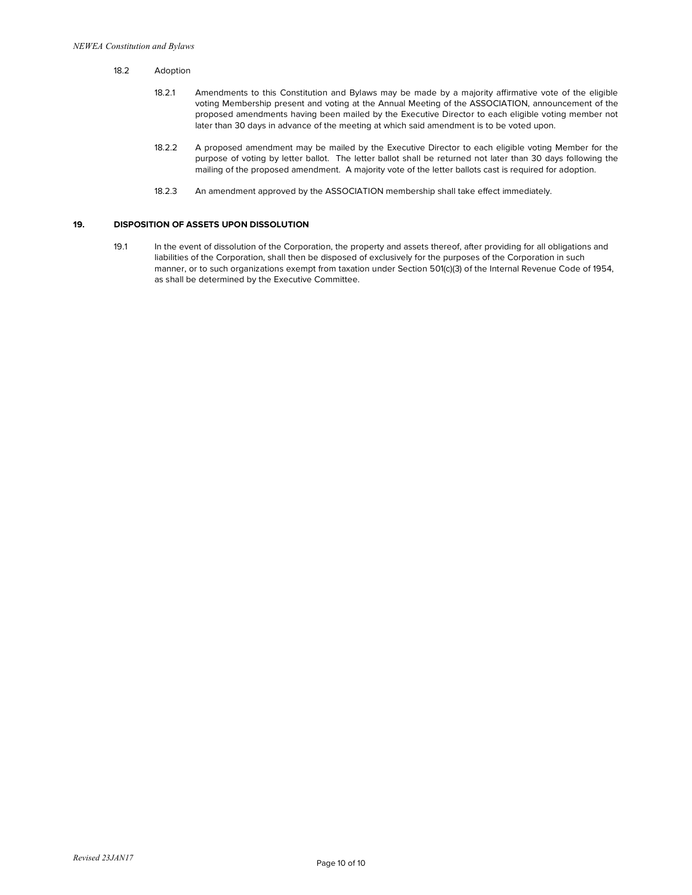18.2 Adoption

18.2.1 Amendments to this Constitution and Bylaws may be made by a majority affirmative vote of the eligible voting Membership present and voting at the Annual Meeting of the ASSOCIATION, announcement of the proposed amendments having been mailed by the Executive Director to each eligible voting member not later than 30 days in advance of the meeting at which said amendment is to be voted upon.

18.2.2 A proposed amendment may be mailed by the Executive Director to each eligible voting Member for the purpose of voting by letter ballot. The letter ballot shall be returned not later than 30 days following the mailing of the proposed amendment. A majority vote of the letter ballots cast is required for adoption.

18.2.3 An amendment approved by the ASSOCIATION membership shall take effect immediately.

## 19. DISPOSITION OF ASSETS UPON DISSOLUTION

19.1 In the event of dissolution of the Corporation, the property and assets thereof, after providing for all obligations and liabilities of the Corporation, shall then be disposed of exclusively for the purposes of the Corporation in such manner, or to such organizations exempt from taxation under Section 501(c)(3) of the Internal Revenue Code of 1954, as shall be determined by the Executive Committee.

*Revised 23JAN17*